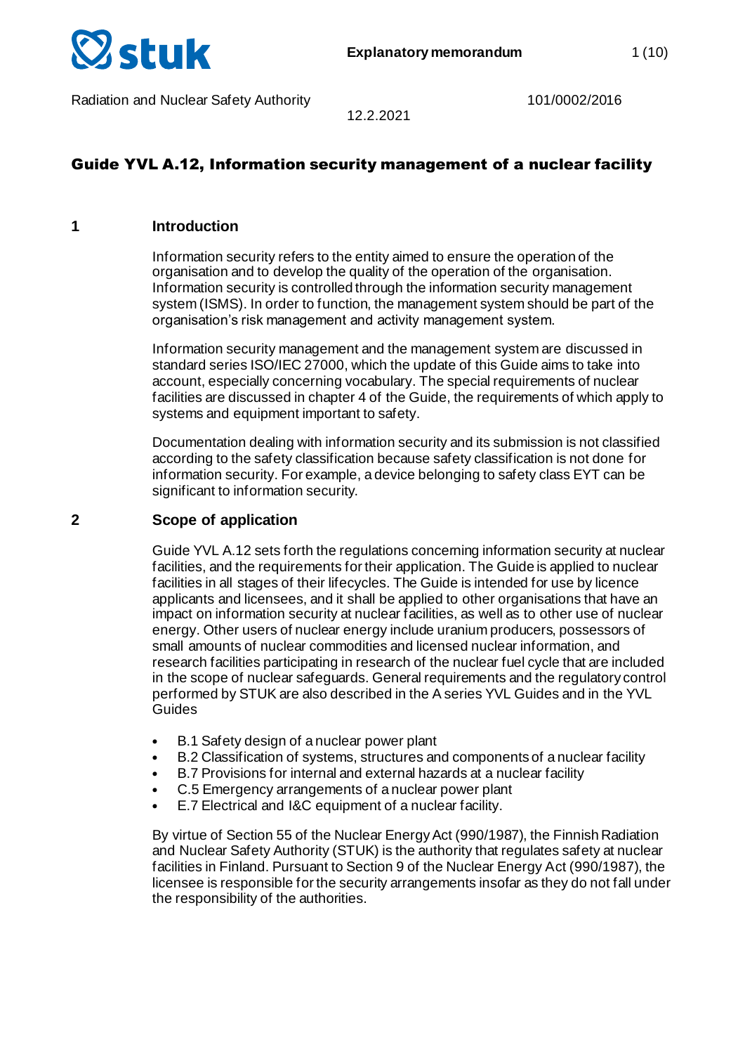Explanatory memorandum

Radiation and Nuclear Safety Authority

101/0002/2016

12.2.2021

# Guide YVL A.12, Information security management of a nuclear facility

## 1 Introduction

Information security refers to the entity aimed to ensure the operation of the organisation and to develop the quality of the operation of the organisation. Information security is controlled through the information security management system (ISMS). In order to function, the management system should be part of the organisation's risk management and activity management system.

Information security management and the management system are discussed in standard series ISO/IEC 27000, which the update of this Guide aims to take into account, especially concerning vocabulary. The special requirements of nuclear facilities are discussed in chapter 4 of the Guide, the requirements of which apply to systems and equipment important to safety.

Documentation dealing with information security and its submission is not classified according to the safety classification because safety classification is not done for information security. For example, a device belonging to safety class EYT can be significant to information security.

## 2 Scope of application

Guide YVL A.12 sets forth the regulations concerning information security at nuclear facilities, and the requirements for their application. The Guide is applied to nuclear facilities in all stages of their lifecycles. The Guide is intended for use by licence applicants and licensees, and it shall be applied to other organisations that have an impact on information security at nuclear facilities, as well as to other use of nuclear energy. Other users of nuclear energy include uranium producers, possessors of small amounts of nuclear commodities and licensed nuclear information, and research facilities participating in research of the nuclear fuel cycle that are included in the scope of nuclear safeguards. General requirements and the regulatory control performed by STUK are also described in the A series YVL Guides and in the YVL Guides

- B.1 Safety design of a nuclear power plant
- B.2 Classification of systems, structures and components of a nuclear facility
- B.7 Provisions for internal and external hazards at a nuclear facility
- C.5 Emergency arrangements of a nuclear power plant
- E.7 Electrical and I&C equipment of a nuclear facility.

By virtue of Section 55 of the Nuclear Energy Act (990/1987), the Finnish Radiation and Nuclear Safety Authority (STUK) is the authority that regulates safety at nuclear facilities in Finland. Pursuant to Section 9 of the Nuclear Energy Act (990/1987), the licensee is responsible for the security arrangements insofar as they do not fall under the responsibility of the authorities.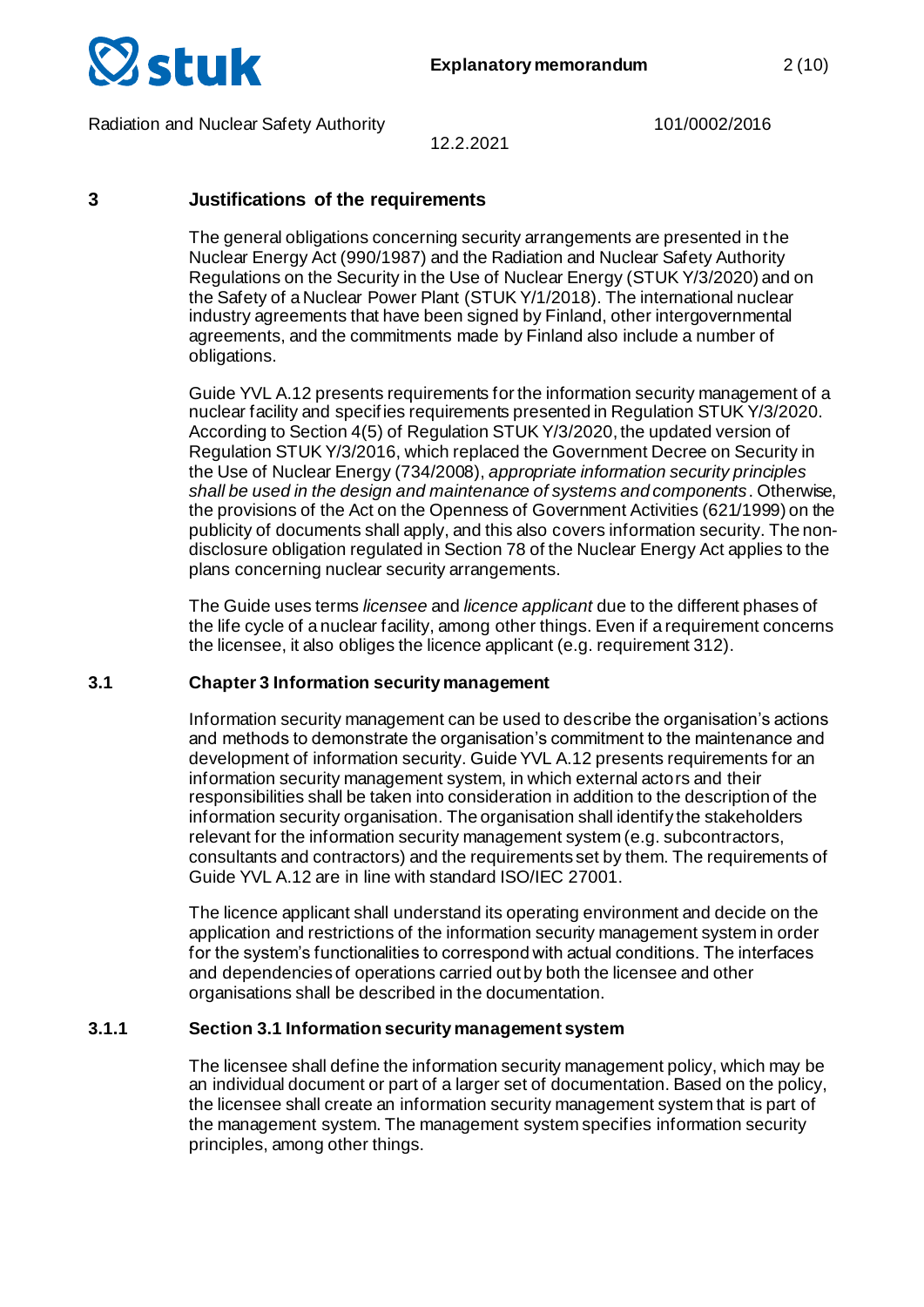## 3 Justifications of the requirements

The general obligations concerning security arrangements are presented in the Nuclear Energy Act (990/1987) and the Radiation and Nuclear Safety Authority Regulations on the Security in the Use of Nuclear Energy (STUK Y/3/2020) and on the Safety of a Nuclear Power Plant (STUK Y/1/2018). The international nuclear industry agreements that have been signed by Finland, other intergovernmental agreements, and the commitments made by Finland also include a number of obligations.

Guide YVL A.12 presents requirements for the information security management of a nuclear facility and specifies requirements presented in Regulation STUK Y/3/2020. According to Section 4(5) of Regulation STUK Y/3/2020, the updated version of Regulation STUK Y/3/2016, which replaced the Government Decree on Security in the Use of Nuclear Energy (734/2008), *appropriate information security principles shall be used in the design and maintenance of systems and components*. Otherwise, the provisions of the Act on the Openness of Government Activities (621/1999) on the publicity of documents shall apply, and this also covers information security. The non-disclosure obligation regulated in Section 78 of the Nuclear Energy Act applies to the plans concerning nuclear security arrangements.

The Guide uses terms *licensee* and *licence applicant* due to the different phases of the life cycle of a nuclear facility, among other things. Even if a requirement concerns the licensee, it also obliges the licence applicant (e.g. requirement 312).

### 3.1 Chapter 3 Information security management

Information security management can be used to describe the organisation's actions and methods to demonstrate the organisation's commitment to the maintenance and development of information security. Guide YVL A.12 presents requirements for an information security management system, in which external actors and their responsibilities shall be taken into consideration in addition to the description of the information security organisation. The organisation shall identify the stakeholders relevant for the information security management system (e.g. subcontractors, consultants and contractors) and the requirements set by them. The requirements of Guide YVL A.12 are in line with standard ISO/IEC 27001.

The licence applicant shall understand its operating environment and decide on the application and restrictions of the information security management system in order for the system's functionalities to correspond with actual conditions. The interfaces and dependencies of operations carried out by both the licensee and other organisations shall be described in the documentation.

#### 3.1.1 Section 3.1 Information security management system

The licensee shall define the information security management policy, which may be an individual document or part of a larger set of documentation. Based on the policy, the licensee shall create an information security management system that is part of the management system. The management system specifies information security principles, among other things.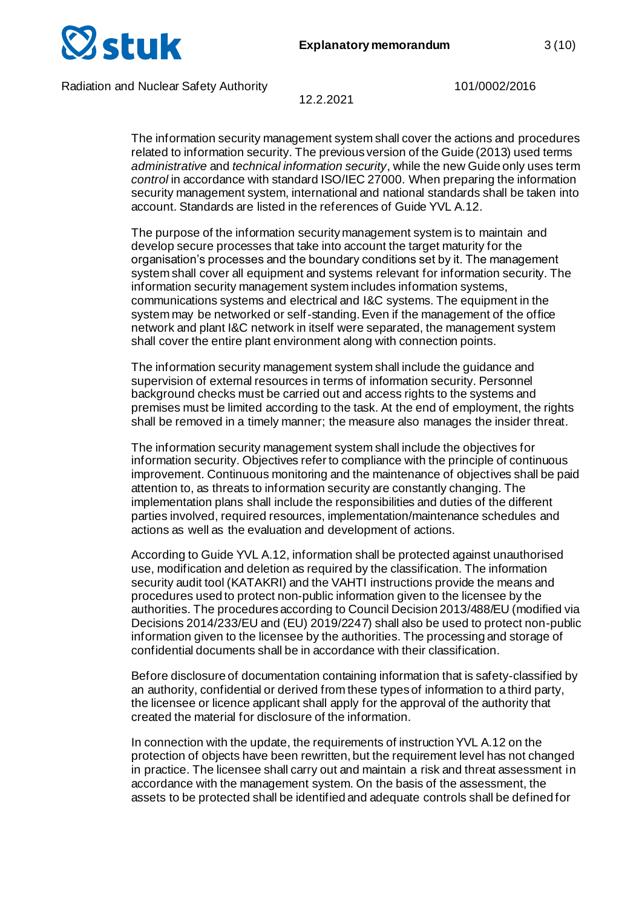The information security management system shall cover the actions and procedures related to information security. The previous version of the Guide (2013) used terms *administrative* and *technical information security*, while the new Guide only uses term *control* in accordance with standard ISO/IEC 27000. When preparing the information security management system, international and national standards shall be taken into account. Standards are listed in the references of Guide YVL A.12.

The purpose of the information security management system is to maintain and develop secure processes that take into account the target maturity for the organisation's processes and the boundary conditions set by it. The management system shall cover all equipment and systems relevant for information security. The information security management system includes information systems, communications systems and electrical and I&C systems. The equipment in the system may be networked or self-standing. Even if the management of the office network and plant I&C network in itself were separated, the management system shall cover the entire plant environment along with connection points.

The information security management system shall include the guidance and supervision of external resources in terms of information security. Personnel background checks must be carried out and access rights to the systems and premises must be limited according to the task. At the end of employment, the rights shall be removed in a timely manner; the measure also manages the insider threat.

The information security management system shall include the objectives for information security. Objectives refer to compliance with the principle of continuous improvement. Continuous monitoring and the maintenance of objectives shall be paid attention to, as threats to information security are constantly changing. The implementation plans shall include the responsibilities and duties of the different parties involved, required resources, implementation/maintenance schedules and actions as well as the evaluation and development of actions.

According to Guide YVL A.12, information shall be protected against unauthorised use, modification and deletion as required by the classification. The information security audit tool (KATAKRI) and the VAHTI instructions provide the means and procedures used to protect non-public information given to the licensee by the authorities. The procedures according to Council Decision 2013/488/EU (modified via Decisions 2014/233/EU and (EU) 2019/2247) shall also be used to protect non-public information given to the licensee by the authorities. The processing and storage of confidential documents shall be in accordance with their classification.

Before disclosure of documentation containing information that is safety-classified by an authority, confidential or derived from these types of information to a third party, the licensee or licence applicant shall apply for the approval of the authority that created the material for disclosure of the information.

In connection with the update, the requirements of instruction YVL A.12 on the protection of objects have been rewritten, but the requirement level has not changed in practice. The licensee shall carry out and maintain a risk and threat assessment in accordance with the management system. On the basis of the assessment, the assets to be protected shall be identified and adequate controls shall be defined for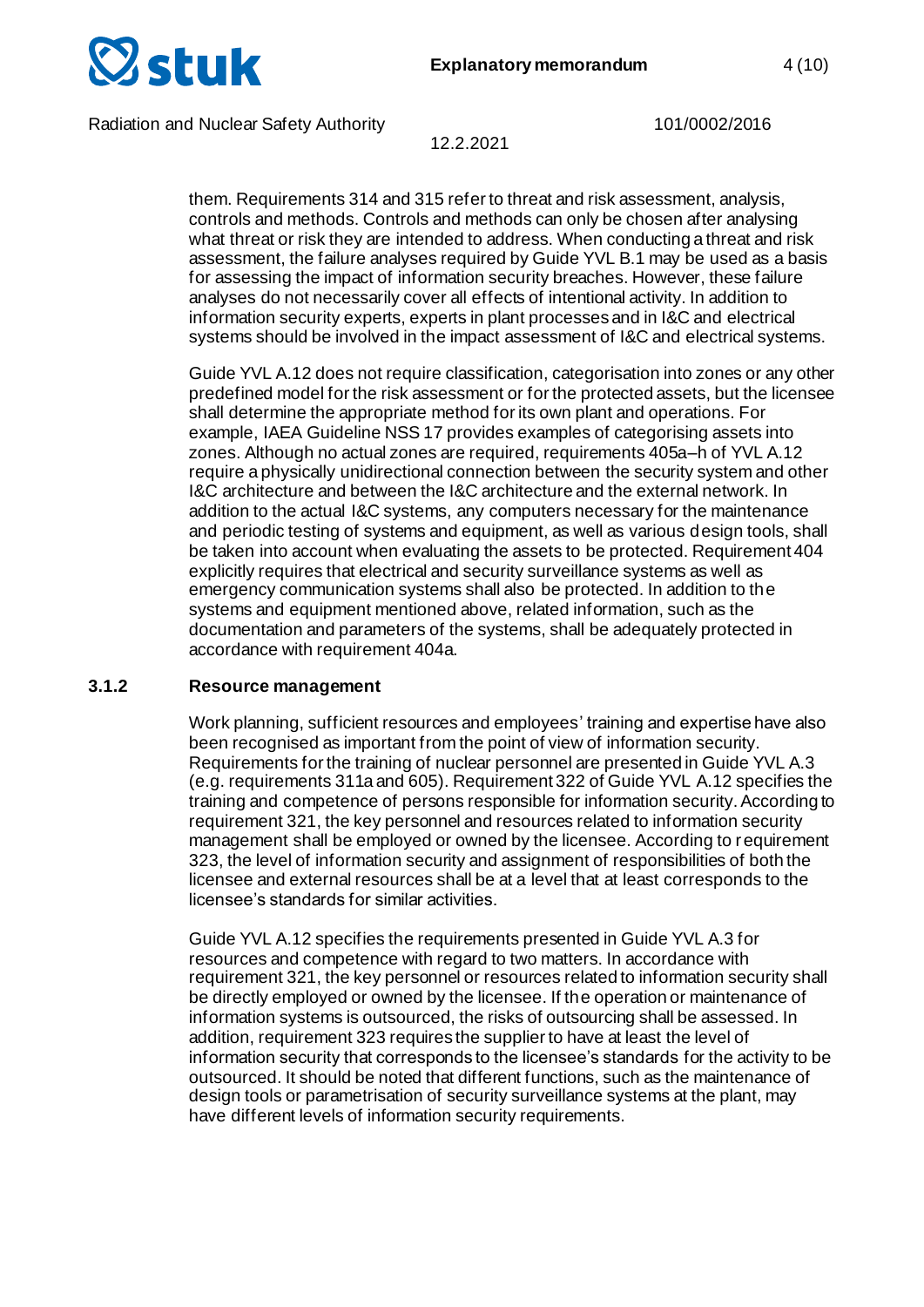them. Requirements 314 and 315 refer to threat and risk assessment, analysis, controls and methods. Controls and methods can only be chosen after analysing what threat or risk they are intended to address. When conducting a threat and risk assessment, the failure analyses required by Guide YVL B.1 may be used as a basis for assessing the impact of information security breaches. However, these failure analyses do not necessarily cover all effects of intentional activity. In addition to information security experts, experts in plant processes and in I&C and electrical systems should be involved in the impact assessment of I&C and electrical systems.

Guide YVL A.12 does not require classification, categorisation into zones or any other predefined model for the risk assessment or for the protected assets, but the licensee shall determine the appropriate method for its own plant and operations. For example, IAEA Guideline NSS 17 provides examples of categorising assets into zones. Although no actual zones are required, requirements 405a–h of YVL A.12 require a physically unidirectional connection between the security system and other I&C architecture and between the I&C architecture and the external network. In addition to the actual I&C systems, any computers necessary for the maintenance and periodic testing of systems and equipment, as well as various design tools, shall be taken into account when evaluating the assets to be protected. Requirement 404 explicitly requires that electrical and security surveillance systems as well as emergency communication systems shall also be protected. In addition to the systems and equipment mentioned above, related information, such as the documentation and parameters of the systems, shall be adequately protected in accordance with requirement 404a.

### 3.1.2 Resource management

Work planning, sufficient resources and employees' training and expertise have also been recognised as important from the point of view of information security. Requirements for the training of nuclear personnel are presented in Guide YVL A.3 (e.g. requirements 311a and 605). Requirement 322 of Guide YVL A.12 specifies the training and competence of persons responsible for information security. According to requirement 321, the key personnel and resources related to information security management shall be employed or owned by the licensee. According to requirement 323, the level of information security and assignment of responsibilities of both the licensee and external resources shall be at a level that at least corresponds to the licensee's standards for similar activities.

Guide YVL A.12 specifies the requirements presented in Guide YVL A.3 for resources and competence with regard to two matters. In accordance with requirement 321, the key personnel or resources related to information security shall be directly employed or owned by the licensee. If the operation or maintenance of information systems is outsourced, the risks of outsourcing shall be assessed. In addition, requirement 323 requires the supplier to have at least the level of information security that corresponds to the licensee's standards for the activity to be outsourced. It should be noted that different functions, such as the maintenance of design tools or parametrisation of security surveillance systems at the plant, may have different levels of information security requirements.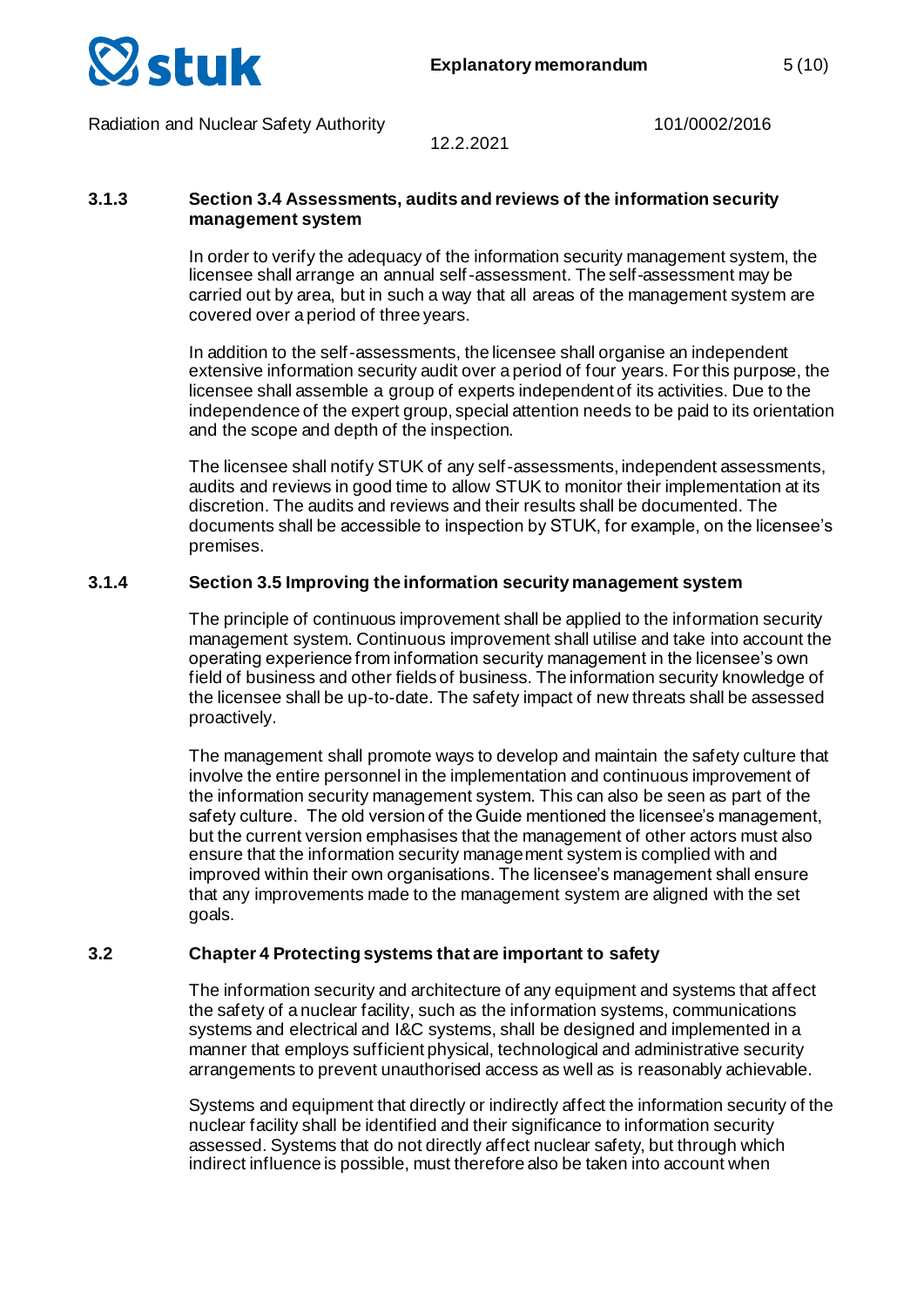### 3.1.3 Section 3.4 Assessments, audits and reviews of the information security management system

In order to verify the adequacy of the information security management system, the licensee shall arrange an annual self-assessment. The self-assessment may be carried out by area, but in such a way that all areas of the management system are covered over a period of three years.

In addition to the self-assessments, the licensee shall organise an independent extensive information security audit over a period of four years. For this purpose, the licensee shall assemble a group of experts independent of its activities. Due to the independence of the expert group, special attention needs to be paid to its orientation and the scope and depth of the inspection.

The licensee shall notify STUK of any self-assessments, independent assessments, audits and reviews in good time to allow STUK to monitor their implementation at its discretion. The audits and reviews and their results shall be documented. The documents shall be accessible to inspection by STUK, for example, on the licensee's premises.

### 3.1.4 Section 3.5 Improving the information security management system

The principle of continuous improvement shall be applied to the information security management system. Continuous improvement shall utilise and take into account the operating experience from information security management in the licensee's own field of business and other fields of business. The information security knowledge of the licensee shall be up-to-date. The safety impact of new threats shall be assessed proactively.

The management shall promote ways to develop and maintain the safety culture that involve the entire personnel in the implementation and continuous improvement of the information security management system. This can also be seen as part of the safety culture. The old version of the Guide mentioned the licensee's management, but the current version emphasises that the management of other actors must also ensure that the information security management system is complied with and improved within their own organisations. The licensee's management shall ensure that any improvements made to the management system are aligned with the set goals.

## 3.2 Chapter 4 Protecting systems that are important to safety

The information security and architecture of any equipment and systems that affect the safety of a nuclear facility, such as the information systems, communications systems and electrical and I&C systems, shall be designed and implemented in a manner that employs sufficient physical, technological and administrative security arrangements to prevent unauthorised access as well as is reasonably achievable.

Systems and equipment that directly or indirectly affect the information security of the nuclear facility shall be identified and their significance to information security assessed. Systems that do not directly affect nuclear safety, but through which indirect influence is possible, must therefore also be taken into account when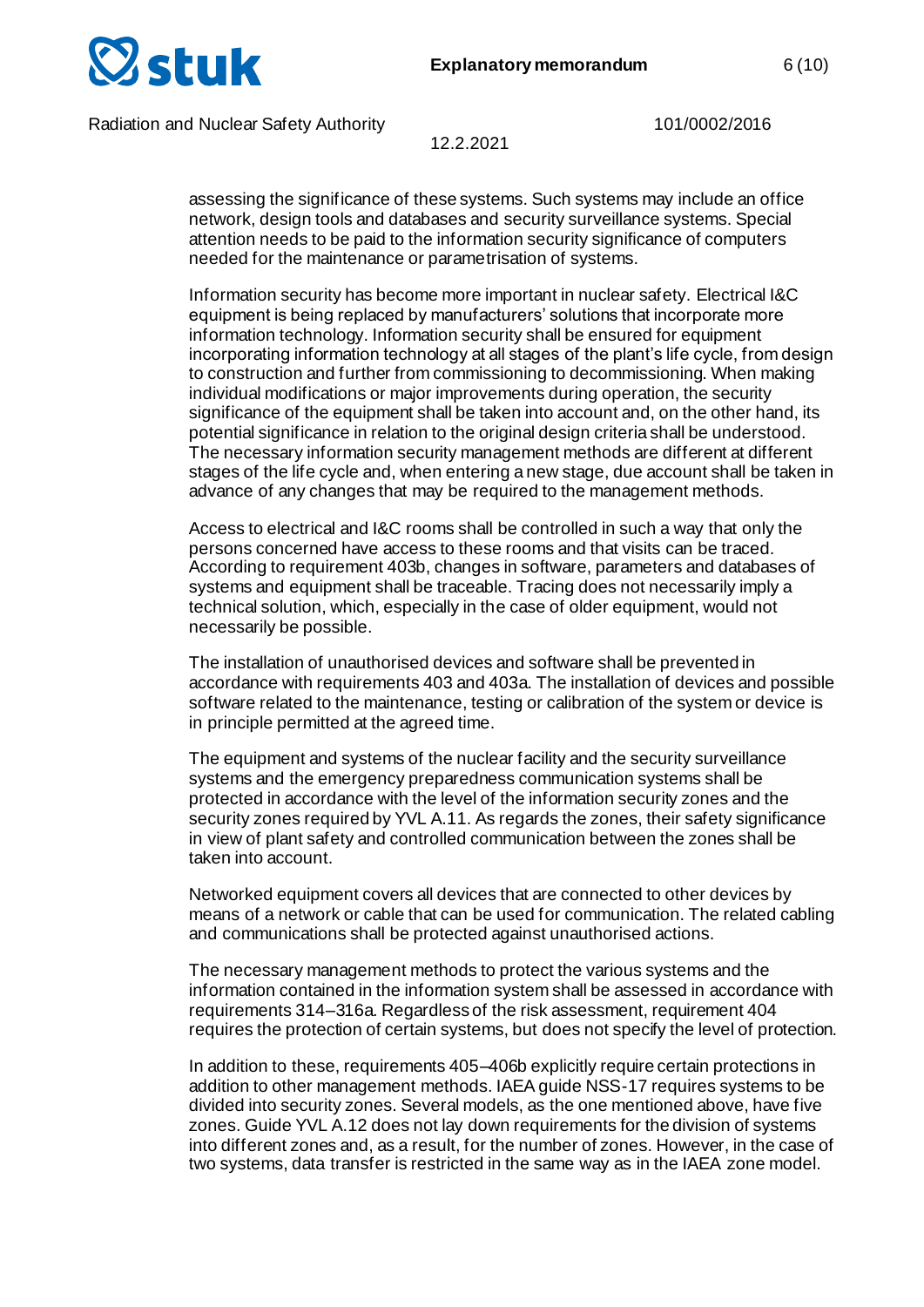assessing the significance of these systems. Such systems may include an office network, design tools and databases and security surveillance systems. Special attention needs to be paid to the information security significance of computers needed for the maintenance or parametrisation of systems.

Information security has become more important in nuclear safety. Electrical I&C equipment is being replaced by manufacturers' solutions that incorporate more information technology. Information security shall be ensured for equipment incorporating information technology at all stages of the plant's life cycle, from design to construction and further from commissioning to decommissioning. When making individual modifications or major improvements during operation, the security significance of the equipment shall be taken into account and, on the other hand, its potential significance in relation to the original design criteria shall be understood. The necessary information security management methods are different at different stages of the life cycle and, when entering a new stage, due account shall be taken in advance of any changes that may be required to the management methods.

Access to electrical and I&C rooms shall be controlled in such a way that only the persons concerned have access to these rooms and that visits can be traced. According to requirement 403b, changes in software, parameters and databases of systems and equipment shall be traceable. Tracing does not necessarily imply a technical solution, which, especially in the case of older equipment, would not necessarily be possible.

The installation of unauthorised devices and software shall be prevented in accordance with requirements 403 and 403a. The installation of devices and possible software related to the maintenance, testing or calibration of the system or device is in principle permitted at the agreed time.

The equipment and systems of the nuclear facility and the security surveillance systems and the emergency preparedness communication systems shall be protected in accordance with the level of the information security zones and the security zones required by YVL A.11. As regards the zones, their safety significance in view of plant safety and controlled communication between the zones shall be taken into account.

Networked equipment covers all devices that are connected to other devices by means of a network or cable that can be used for communication. The related cabling and communications shall be protected against unauthorised actions.

The necessary management methods to protect the various systems and the information contained in the information system shall be assessed in accordance with requirements 314–316a. Regardless of the risk assessment, requirement 404 requires the protection of certain systems, but does not specify the level of protection.

In addition to these, requirements 405–406b explicitly require certain protections in addition to other management methods. IAEA guide NSS-17 requires systems to be divided into security zones. Several models, as the one mentioned above, have five zones. Guide YVL A.12 does not lay down requirements for the division of systems into different zones and, as a result, for the number of zones. However, in the case of two systems, data transfer is restricted in the same way as in the IAEA zone model.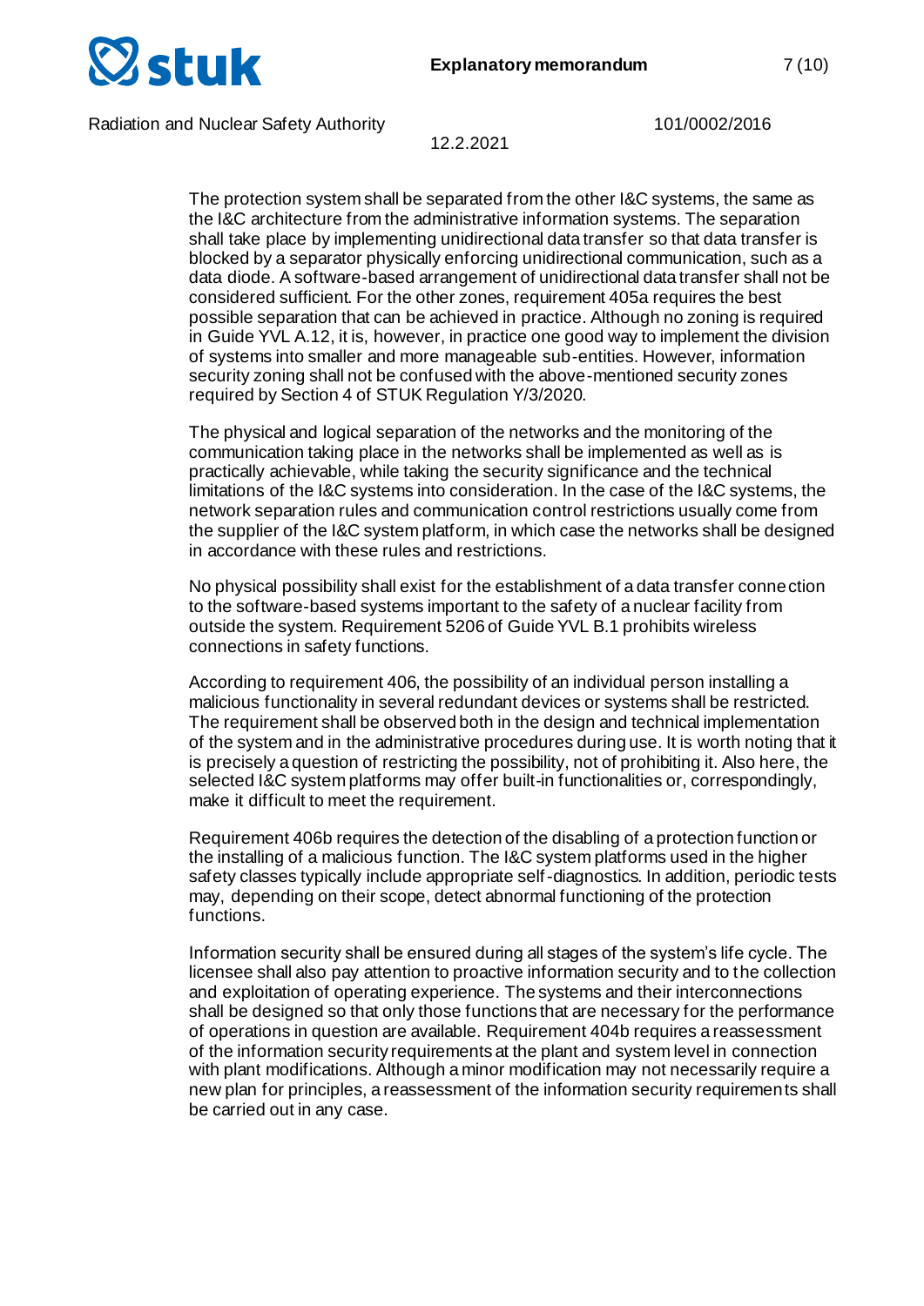The protection system shall be separated from the other I&C systems, the same as the I&C architecture from the administrative information systems. The separation shall take place by implementing unidirectional data transfer so that data transfer is blocked by a separator physically enforcing unidirectional communication, such as a data diode. A software-based arrangement of unidirectional data transfer shall not be considered sufficient. For the other zones, requirement 405a requires the best possible separation that can be achieved in practice. Although no zoning is required in Guide YVL A.12, it is, however, in practice one good way to implement the division of systems into smaller and more manageable sub-entities. However, information security zoning shall not be confused with the above-mentioned security zones required by Section 4 of STUK Regulation Y/3/2020.

The physical and logical separation of the networks and the monitoring of the communication taking place in the networks shall be implemented as well as is practically achievable, while taking the security significance and the technical limitations of the I&C systems into consideration. In the case of the I&C systems, the network separation rules and communication control restrictions usually come from the supplier of the I&C system platform, in which case the networks shall be designed in accordance with these rules and restrictions.

No physical possibility shall exist for the establishment of a data transfer connection to the software-based systems important to the safety of a nuclear facility from outside the system. Requirement 5206 of Guide YVL B.1 prohibits wireless connections in safety functions.

According to requirement 406, the possibility of an individual person installing a malicious functionality in several redundant devices or systems shall be restricted. The requirement shall be observed both in the design and technical implementation of the system and in the administrative procedures during use. It is worth noting that it is precisely a question of restricting the possibility, not of prohibiting it. Also here, the selected I&C system platforms may offer built-in functionalities or, correspondingly, make it difficult to meet the requirement.

Requirement 406b requires the detection of the disabling of a protection function or the installing of a malicious function. The I&C system platforms used in the higher safety classes typically include appropriate self-diagnostics. In addition, periodic tests may, depending on their scope, detect abnormal functioning of the protection functions.

Information security shall be ensured during all stages of the system's life cycle. The licensee shall also pay attention to proactive information security and to the collection and exploitation of operating experience. The systems and their interconnections shall be designed so that only those functions that are necessary for the performance of operations in question are available. Requirement 404b requires a reassessment of the information security requirements at the plant and system level in connection with plant modifications. Although a minor modification may not necessarily require a new plan for principles, a reassessment of the information security requirements shall be carried out in any case.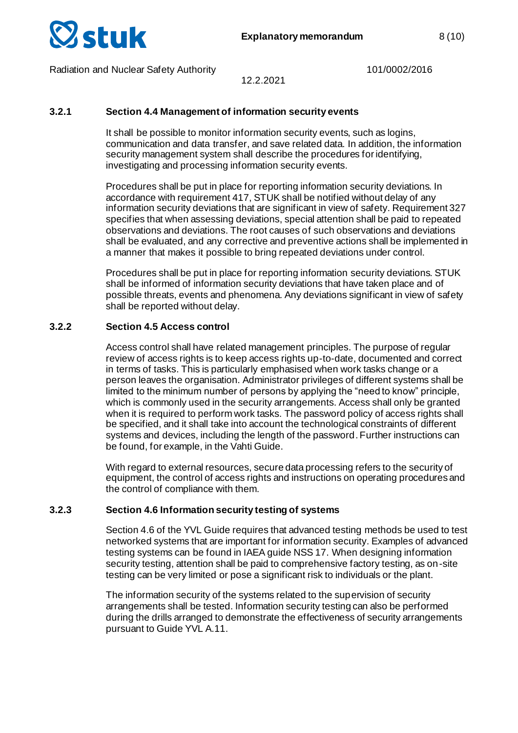### 3.2.1 Section 4.4 Management of information security events

It shall be possible to monitor information security events, such as logins, communication and data transfer, and save related data. In addition, the information security management system shall describe the procedures for identifying, investigating and processing information security events.

Procedures shall be put in place for reporting information security deviations. In accordance with requirement 417, STUK shall be notified without delay of any information security deviations that are significant in view of safety. Requirement 327 specifies that when assessing deviations, special attention shall be paid to repeated observations and deviations. The root causes of such observations and deviations shall be evaluated, and any corrective and preventive actions shall be implemented in a manner that makes it possible to bring repeated deviations under control.

Procedures shall be put in place for reporting information security deviations. STUK shall be informed of information security deviations that have taken place and of possible threats, events and phenomena. Any deviations significant in view of safety shall be reported without delay.

### 3.2.2 Section 4.5 Access control

Access control shall have related management principles. The purpose of regular review of access rights is to keep access rights up-to-date, documented and correct in terms of tasks. This is particularly emphasised when work tasks change or a person leaves the organisation. Administrator privileges of different systems shall be limited to the minimum number of persons by applying the "need to know" principle, which is commonly used in the security arrangements. Access shall only be granted when it is required to perform work tasks. The password policy of access rights shall be specified, and it shall take into account the technological constraints of different systems and devices, including the length of the password. Further instructions can be found, for example, in the Vahti Guide.

With regard to external resources, secure data processing refers to the security of equipment, the control of access rights and instructions on operating procedures and the control of compliance with them.

### 3.2.3 Section 4.6 Information security testing of systems

Section 4.6 of the YVL Guide requires that advanced testing methods be used to test networked systems that are important for information security. Examples of advanced testing systems can be found in IAEA guide NSS 17. When designing information security testing, attention shall be paid to comprehensive factory testing, as on-site testing can be very limited or pose a significant risk to individuals or the plant.

The information security of the systems related to the supervision of security arrangements shall be tested. Information security testing can also be performed during the drills arranged to demonstrate the effectiveness of security arrangements pursuant to Guide YVL A.11.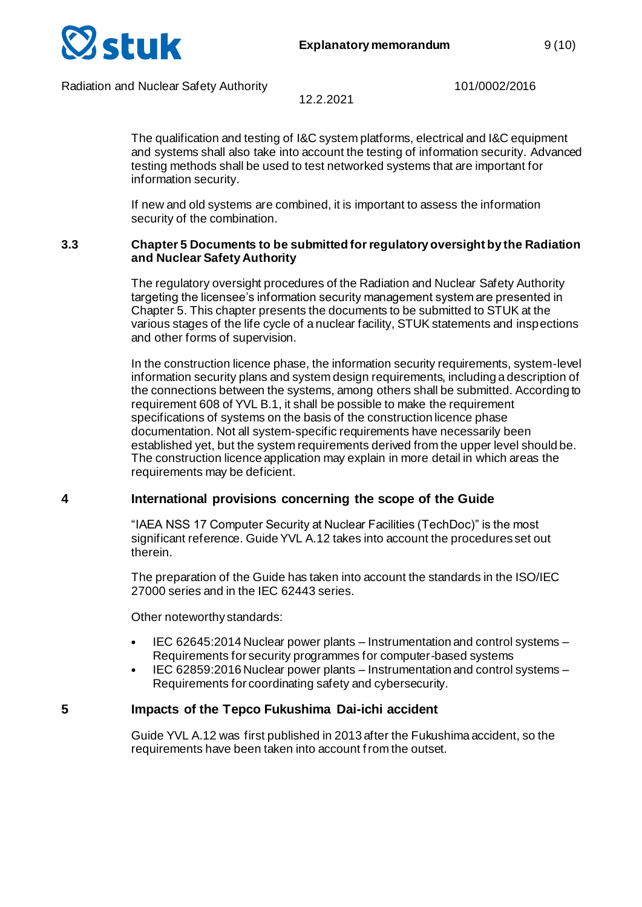The qualification and testing of I&C system platforms, electrical and I&C equipment and systems shall also take into account the testing of information security. Advanced testing methods shall be used to test networked systems that are important for information security.

If new and old systems are combined, it is important to assess the information security of the combination.

### 3.3 Chapter 5 Documents to be submitted for regulatory oversight by the Radiation and Nuclear Safety Authority

The regulatory oversight procedures of the Radiation and Nuclear Safety Authority targeting the licensee's information security management system are presented in Chapter 5. This chapter presents the documents to be submitted to STUK at the various stages of the life cycle of a nuclear facility, STUK statements and inspections and other forms of supervision.

In the construction licence phase, the information security requirements, system-level information security plans and system design requirements, including a description of the connections between the systems, among others shall be submitted. According to requirement 608 of YVL B.1, it shall be possible to make the requirement specifications of systems on the basis of the construction licence phase documentation. Not all system-specific requirements have necessarily been established yet, but the system requirements derived from the upper level should be. The construction licence application may explain in more detail in which areas the requirements may be deficient.

## 4 International provisions concerning the scope of the Guide

"IAEA NSS 17 Computer Security at Nuclear Facilities (TechDoc)" is the most significant reference. Guide YVL A.12 takes into account the procedures set out therein.

The preparation of the Guide has taken into account the standards in the ISO/IEC 27000 series and in the IEC 62443 series.

Other noteworthy standards:

- IEC 62645:2014 Nuclear power plants – Instrumentation and control systems – Requirements for security programmes for computer-based systems
- IEC 62859:2016 Nuclear power plants – Instrumentation and control systems – Requirements for coordinating safety and cybersecurity.

## 5 Impacts of the Tepco Fukushima Dai-ichi accident

Guide YVL A.12 was first published in 2013 after the Fukushima accident, so the requirements have been taken into account from the outset.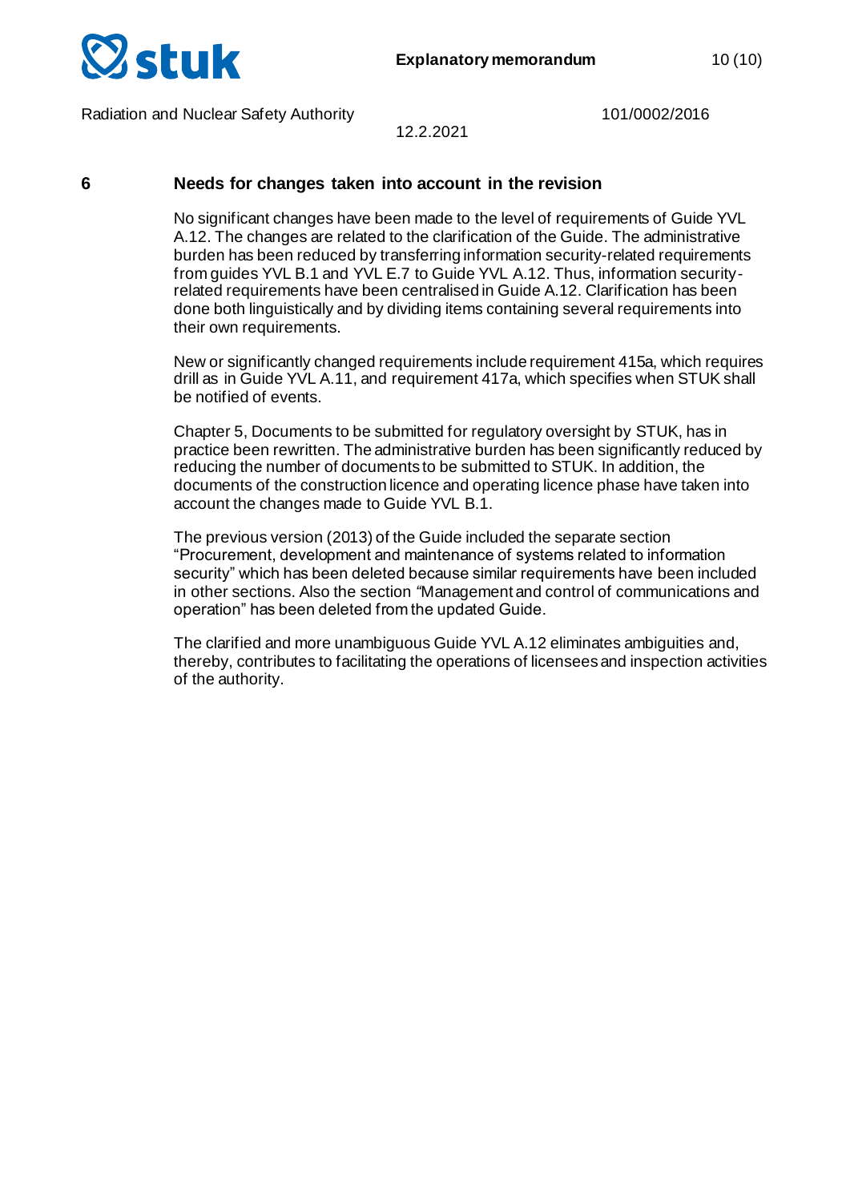## 6 Needs for changes taken into account in the revision

No significant changes have been made to the level of requirements of Guide YVL A.12. The changes are related to the clarification of the Guide. The administrative burden has been reduced by transferring information security-related requirements from guides YVL B.1 and YVL E.7 to Guide YVL A.12. Thus, information security-related requirements have been centralised in Guide A.12. Clarification has been done both linguistically and by dividing items containing several requirements into their own requirements.

New or significantly changed requirements include requirement 415a, which requires drill as in Guide YVL A.11, and requirement 417a, which specifies when STUK shall be notified of events.

Chapter 5, Documents to be submitted for regulatory oversight by STUK, has in practice been rewritten. The administrative burden has been significantly reduced by reducing the number of documents to be submitted to STUK. In addition, the documents of the construction licence and operating licence phase have taken into account the changes made to Guide YVL B.1.

The previous version (2013) of the Guide included the separate section "Procurement, development and maintenance of systems related to information security" which has been deleted because similar requirements have been included in other sections. Also the section "Management and control of communications and operation" has been deleted from the updated Guide.

The clarified and more unambiguous Guide YVL A.12 eliminates ambiguities and, thereby, contributes to facilitating the operations of licensees and inspection activities of the authority.